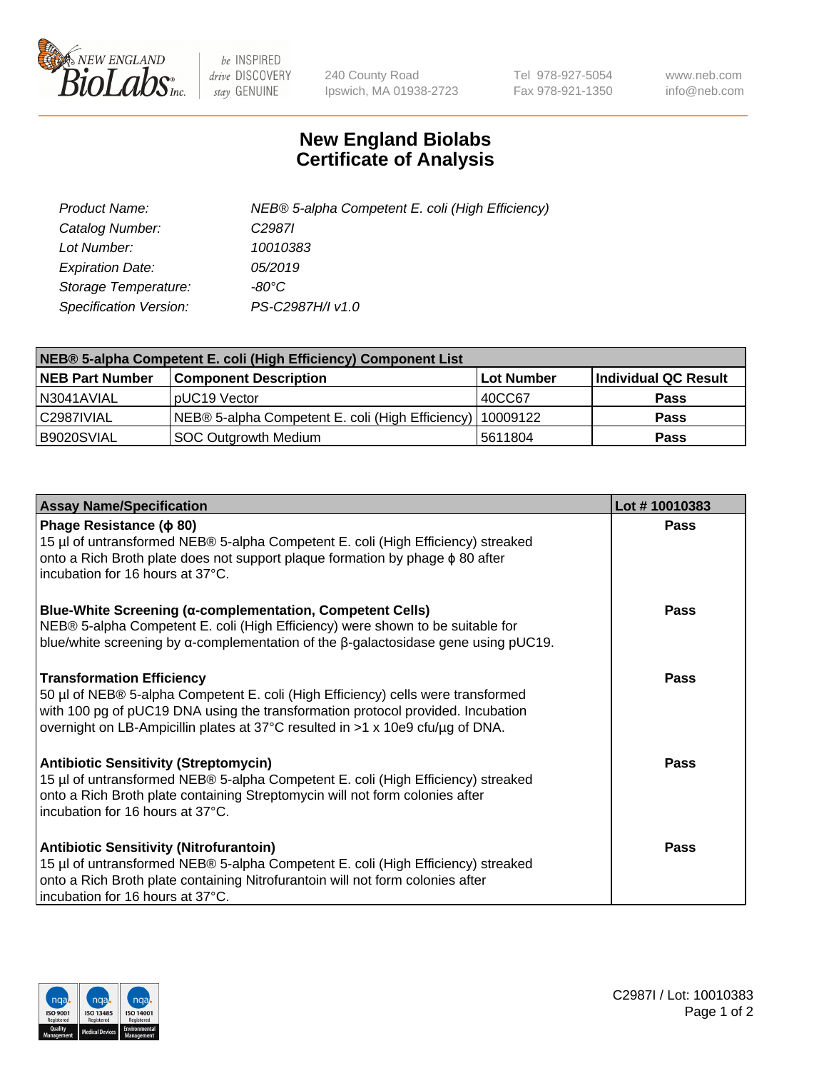# New England Biolabs Certificate of Analysis

| | |
|---|---|
| *Product Name:* | *NEB® 5-alpha Competent E. coli (High Efficiency)* |
| *Catalog Number:* | *C2987I* |
| *Lot Number:* | *10010383* |
| *Expiration Date:* | *05/2019* |
| *Storage Temperature:* | *-80°C* |
| *Specification Version:* | *PS-C2987H/I v1.0* |

| NEB® 5-alpha Competent E. coli (High Efficiency) Component List | | | |
|---|---|---|---|
| **NEB Part Number** | **Component Description** | **Lot Number** | **Individual QC Result** |
| N3041AVIAL | pUC19 Vector | 40CC67 | **Pass** |
| C2987IVIAL | NEB® 5-alpha Competent E. coli (High Efficiency) | 10009122 | **Pass** |
| B9020SVIAL | SOC Outgrowth Medium | 5611804 | **Pass** |

| Assay Name/Specification | Lot # 10010383 |
|---|---|
| **Phage Resistance (ϕ 80)**<br>15 µl of untransformed NEB® 5-alpha Competent E. coli (High Efficiency) streaked onto a Rich Broth plate does not support plaque formation by phage ϕ 80 after incubation for 16 hours at 37°C. | **Pass** |
| **Blue-White Screening (α-complementation, Competent Cells)**<br>NEB® 5-alpha Competent E. coli (High Efficiency) were shown to be suitable for blue/white screening by α-complementation of the β-galactosidase gene using pUC19. | **Pass** |
| **Transformation Efficiency**<br>50 µl of NEB® 5-alpha Competent E. coli (High Efficiency) cells were transformed with 100 pg of pUC19 DNA using the transformation protocol provided. Incubation overnight on LB-Ampicillin plates at 37°C resulted in >1 x 10e9 cfu/µg of DNA. | **Pass** |
| **Antibiotic Sensitivity (Streptomycin)**<br>15 µl of untransformed NEB® 5-alpha Competent E. coli (High Efficiency) streaked onto a Rich Broth plate containing Streptomycin will not form colonies after incubation for 16 hours at 37°C. | **Pass** |
| **Antibiotic Sensitivity (Nitrofurantoin)**<br>15 µl of untransformed NEB® 5-alpha Competent E. coli (High Efficiency) streaked onto a Rich Broth plate containing Nitrofurantoin will not form colonies after incubation for 16 hours at 37°C. | **Pass** |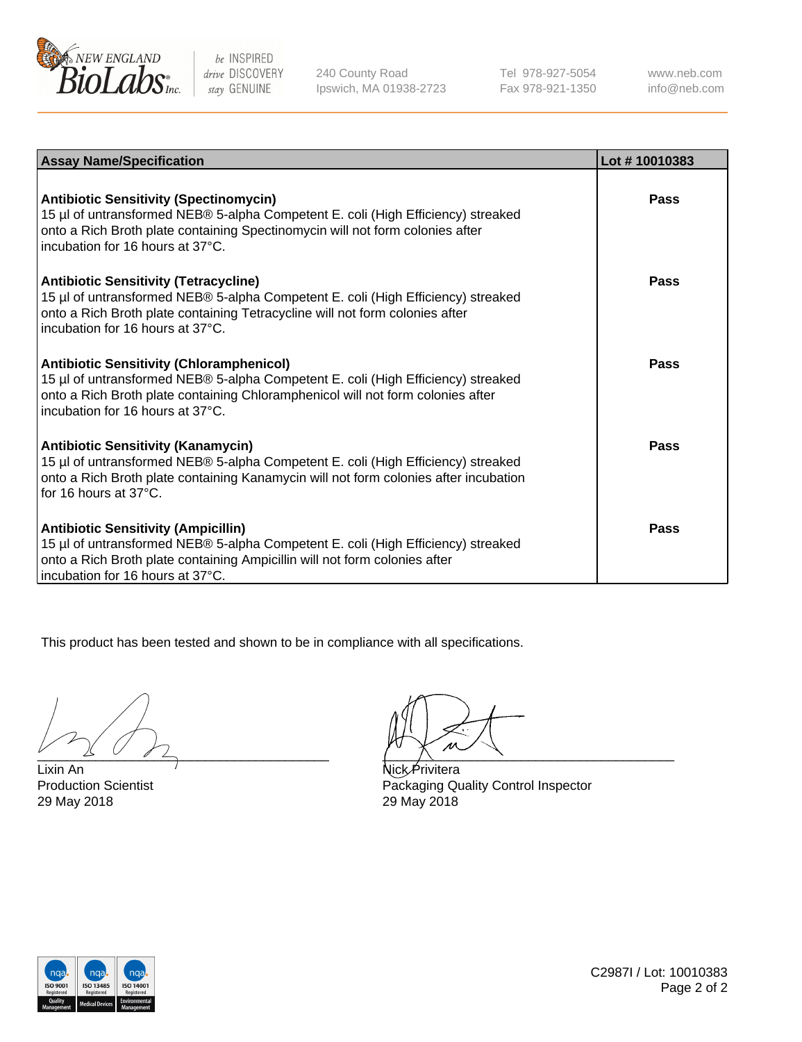| Assay Name/Specification | Lot # 10010383 |
|---|---|
| **Antibiotic Sensitivity (Spectinomycin)**<br>15 µl of untransformed NEB® 5-alpha Competent E. coli (High Efficiency) streaked onto a Rich Broth plate containing Spectinomycin will not form colonies after incubation for 16 hours at 37°C. | Pass |
| **Antibiotic Sensitivity (Tetracycline)**<br>15 µl of untransformed NEB® 5-alpha Competent E. coli (High Efficiency) streaked onto a Rich Broth plate containing Tetracycline will not form colonies after incubation for 16 hours at 37°C. | Pass |
| **Antibiotic Sensitivity (Chloramphenicol)**<br>15 µl of untransformed NEB® 5-alpha Competent E. coli (High Efficiency) streaked onto a Rich Broth plate containing Chloramphenicol will not form colonies after incubation for 16 hours at 37°C. | Pass |
| **Antibiotic Sensitivity (Kanamycin)**<br>15 µl of untransformed NEB® 5-alpha Competent E. coli (High Efficiency) streaked onto a Rich Broth plate containing Kanamycin will not form colonies after incubation for 16 hours at 37°C. | Pass |
| **Antibiotic Sensitivity (Ampicillin)**<br>15 µl of untransformed NEB® 5-alpha Competent E. coli (High Efficiency) streaked onto a Rich Broth plate containing Ampicillin will not form colonies after incubation for 16 hours at 37°C. | Pass |

This product has been tested and shown to be in compliance with all specifications.

Lixin An
Production Scientist
29 May 2018

Nick Privitera
Packaging Quality Control Inspector
29 May 2018

C2987I / Lot: 10010383